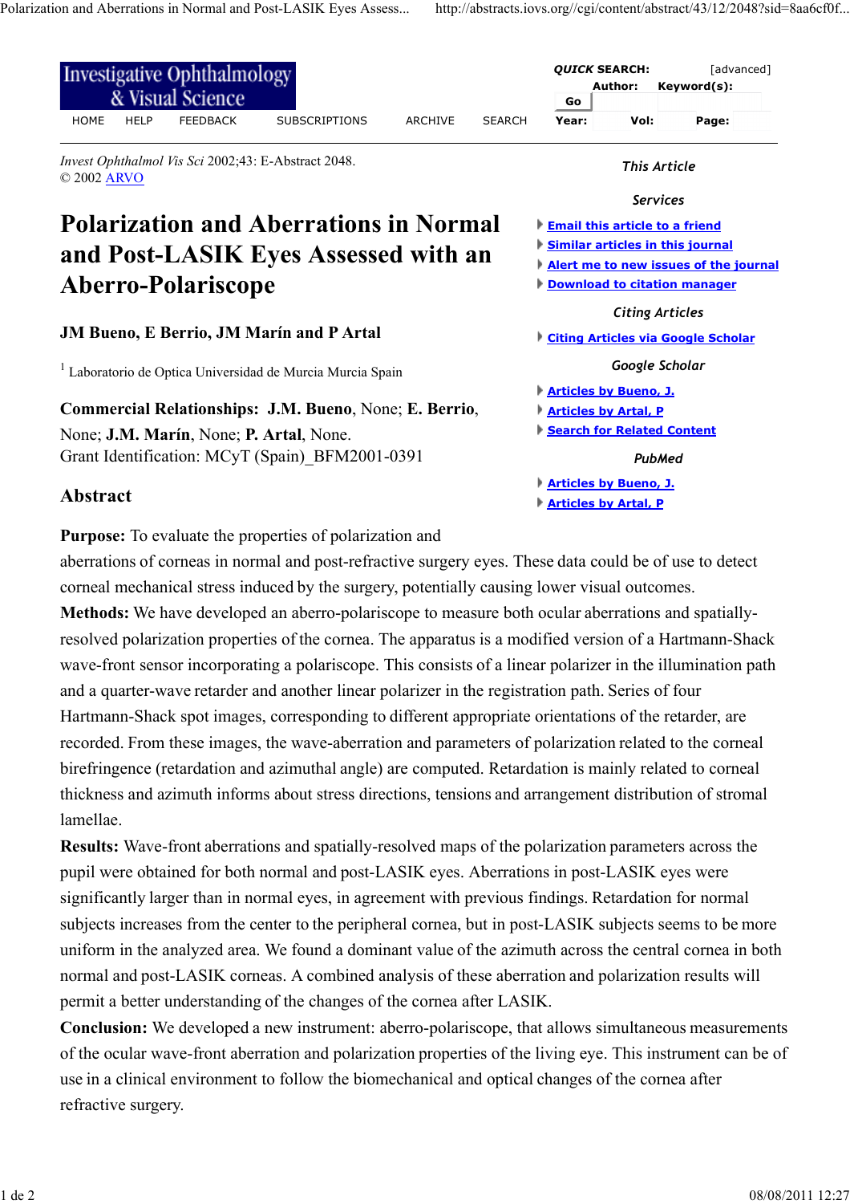*Invest Ophthalmol Vis Sci* 2002;43: E-Abstract 2048.
© 2002 ARVO

# Polarization and Aberrations in Normal and Post-LASIK Eyes Assessed with an Aberro-Polariscope

**JM Bueno, E Berrio, JM Marín and P Artal**

[1] Laboratorio de Optica Universidad de Murcia Murcia Spain

**Commercial Relationships: J.M. Bueno**, None; **E. Berrio**, None; **J.M. Marín**, None; **P. Artal**, None.
Grant Identification: MCyT (Spain)_BFM2001-0391

## Abstract

**Purpose:** To evaluate the properties of polarization and aberrations of corneas in normal and post-refractive surgery eyes. These data could be of use to detect corneal mechanical stress induced by the surgery, potentially causing lower visual outcomes.
**Methods:** We have developed an aberro-polariscope to measure both ocular aberrations and spatially-resolved polarization properties of the cornea. The apparatus is a modified version of a Hartmann-Shack wave-front sensor incorporating a polariscope. This consists of a linear polarizer in the illumination path and a quarter-wave retarder and another linear polarizer in the registration path. Series of four Hartmann-Shack spot images, corresponding to different appropriate orientations of the retarder, are recorded. From these images, the wave-aberration and parameters of polarization related to the corneal birefringence (retardation and azimuthal angle) are computed. Retardation is mainly related to corneal thickness and azimuth informs about stress directions, tensions and arrangement distribution of stromal lamellae.
**Results:** Wave-front aberrations and spatially-resolved maps of the polarization parameters across the pupil were obtained for both normal and post-LASIK eyes. Aberrations in post-LASIK eyes were significantly larger than in normal eyes, in agreement with previous findings. Retardation for normal subjects increases from the center to the peripheral cornea, but in post-LASIK subjects seems to be more uniform in the analyzed area. We found a dominant value of the azimuth across the central cornea in both normal and post-LASIK corneas. A combined analysis of these aberration and polarization results will permit a better understanding of the changes of the cornea after LASIK.
**Conclusion:** We developed a new instrument: aberro-polariscope, that allows simultaneous measurements of the ocular wave-front aberration and polarization properties of the living eye. This instrument can be of use in a clinical environment to follow the biomechanical and optical changes of the cornea after refractive surgery.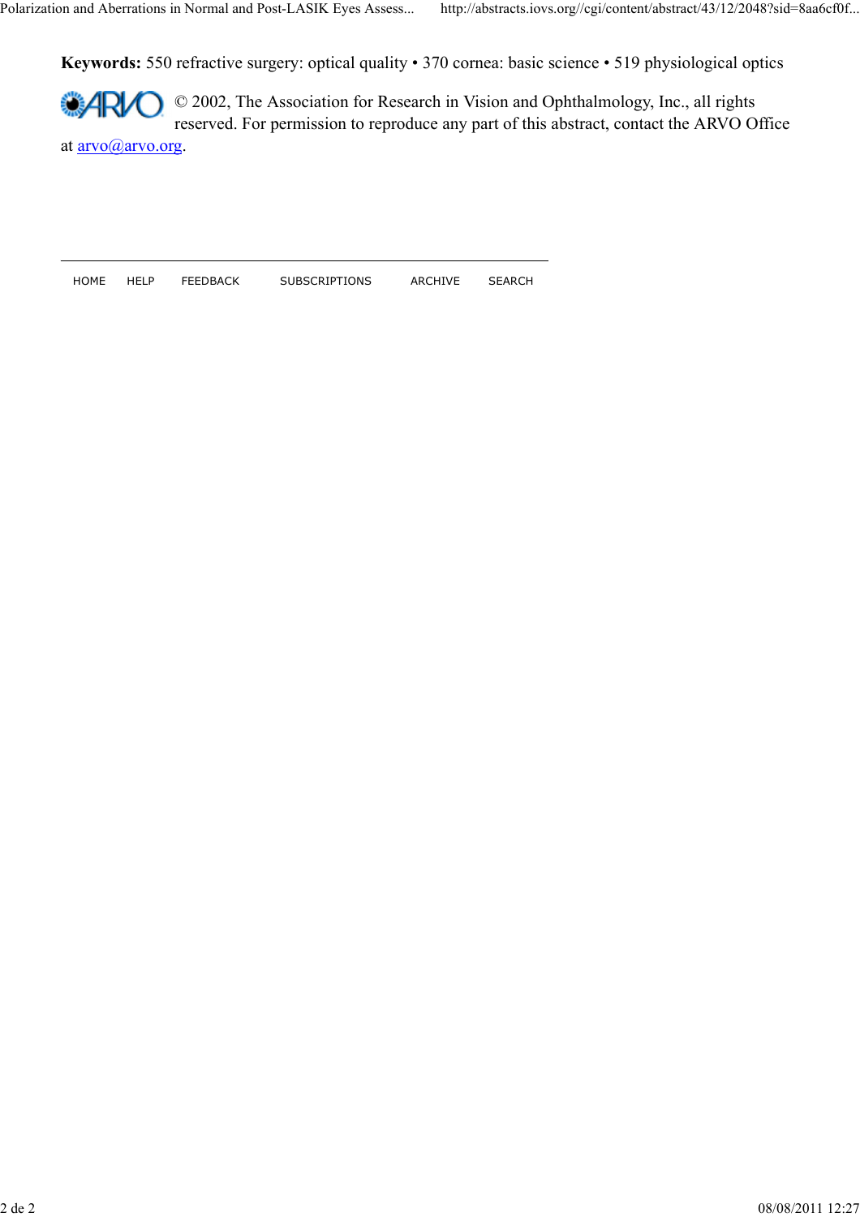**Keywords:** 550 refractive surgery: optical quality • 370 cornea: basic science • 519 physiological optics

© 2002, The Association for Research in Vision and Ophthalmology, Inc., all rights reserved. For permission to reproduce any part of this abstract, contact the ARVO Office at arvo@arvo.org.

HOME HELP FEEDBACK SUBSCRIPTIONS ARCHIVE SEARCH